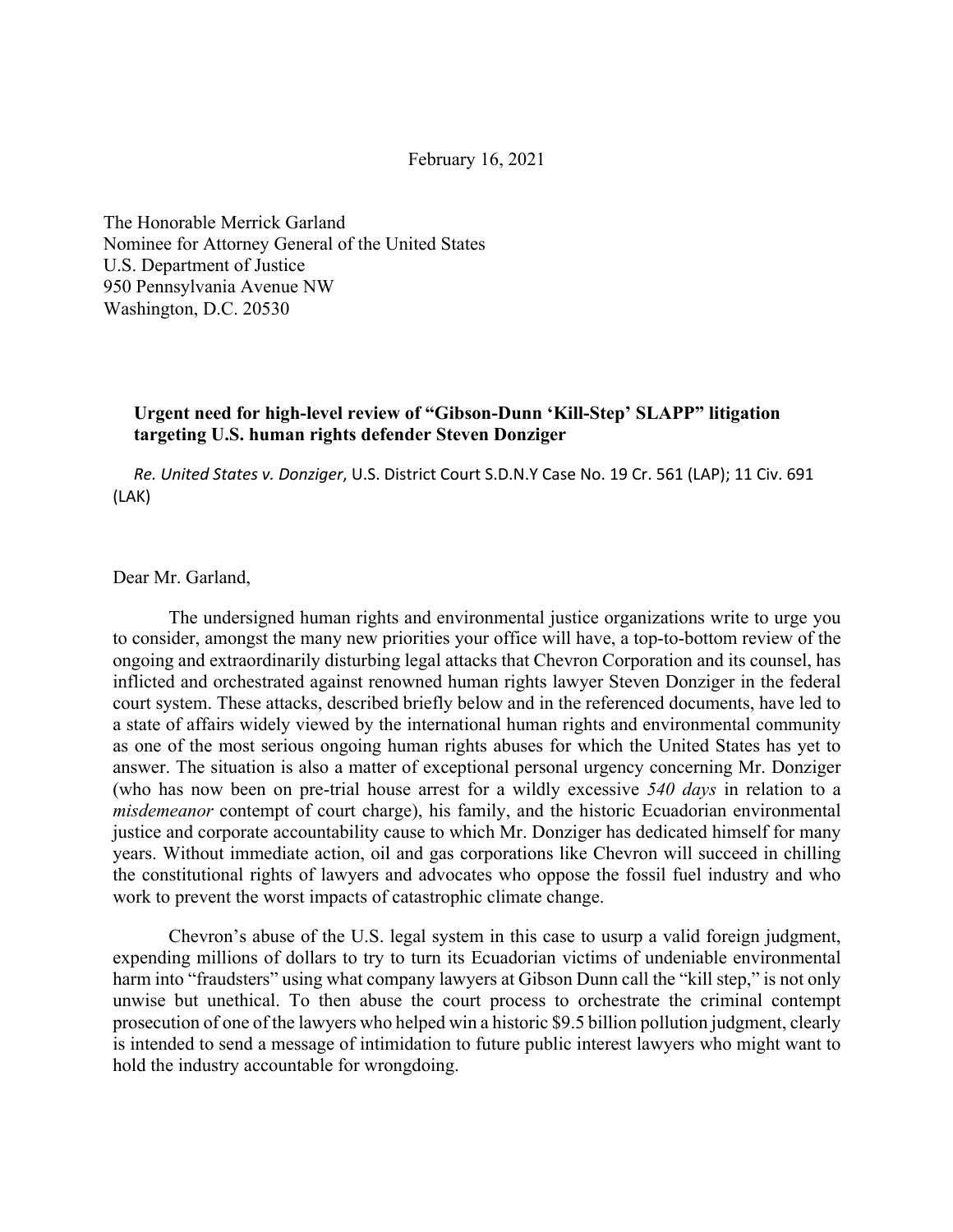February 16, 2021

The Honorable Merrick Garland
Nominee for Attorney General of the United States
U.S. Department of Justice
950 Pennsylvania Avenue NW
Washington, D.C. 20530

**Urgent need for high-level review of "Gibson-Dunn 'Kill-Step' SLAPP" litigation targeting U.S. human rights defender Steven Donziger**

*Re. United States v. Donziger*, U.S. District Court S.D.N.Y Case No. 19 Cr. 561 (LAP); 11 Civ. 691 (LAK)

Dear Mr. Garland,

The undersigned human rights and environmental justice organizations write to urge you to consider, amongst the many new priorities your office will have, a top-to-bottom review of the ongoing and extraordinarily disturbing legal attacks that Chevron Corporation and its counsel, has inflicted and orchestrated against renowned human rights lawyer Steven Donziger in the federal court system. These attacks, described briefly below and in the referenced documents, have led to a state of affairs widely viewed by the international human rights and environmental community as one of the most serious ongoing human rights abuses for which the United States has yet to answer. The situation is also a matter of exceptional personal urgency concerning Mr. Donziger (who has now been on pre-trial house arrest for a wildly excessive *540 days* in relation to a *misdemeanor* contempt of court charge), his family, and the historic Ecuadorian environmental justice and corporate accountability cause to which Mr. Donziger has dedicated himself for many years. Without immediate action, oil and gas corporations like Chevron will succeed in chilling the constitutional rights of lawyers and advocates who oppose the fossil fuel industry and who work to prevent the worst impacts of catastrophic climate change.

Chevron's abuse of the U.S. legal system in this case to usurp a valid foreign judgment, expending millions of dollars to try to turn its Ecuadorian victims of undeniable environmental harm into "fraudsters" using what company lawyers at Gibson Dunn call the "kill step," is not only unwise but unethical. To then abuse the court process to orchestrate the criminal contempt prosecution of one of the lawyers who helped win a historic $9.5 billion pollution judgment, clearly is intended to send a message of intimidation to future public interest lawyers who might want to hold the industry accountable for wrongdoing.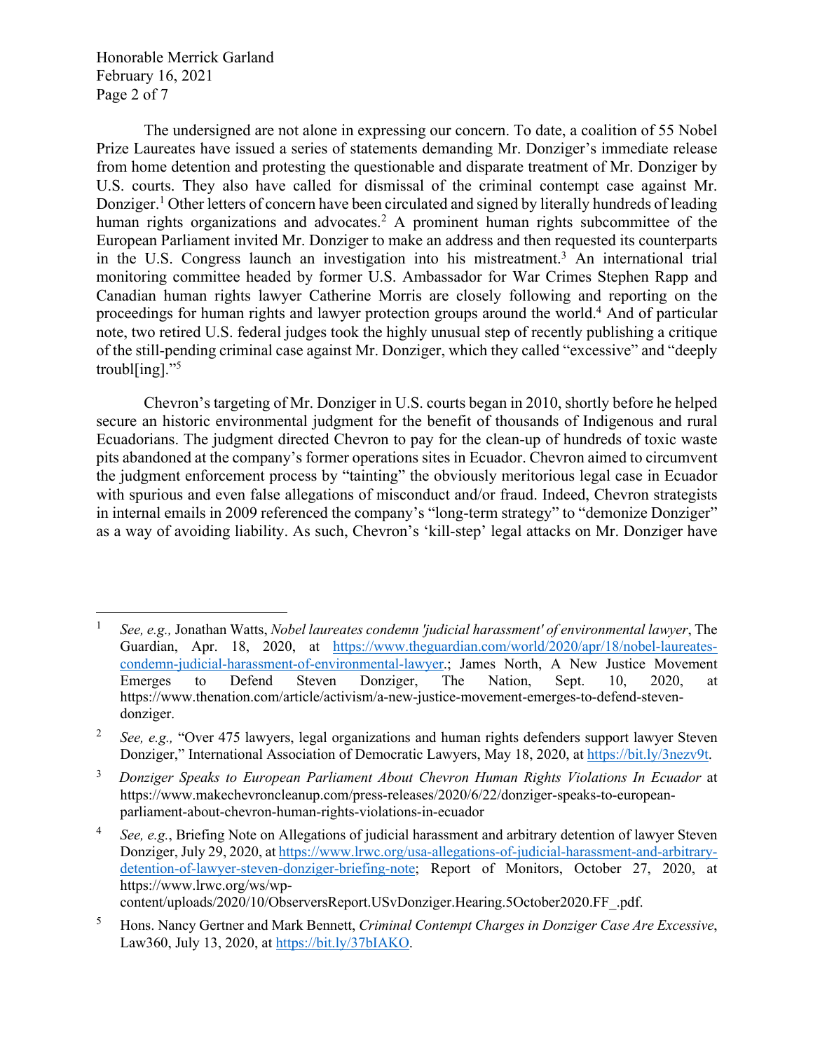The undersigned are not alone in expressing our concern. To date, a coalition of 55 Nobel Prize Laureates have issued a series of statements demanding Mr. Donziger's immediate release from home detention and protesting the questionable and disparate treatment of Mr. Donziger by U.S. courts. They also have called for dismissal of the criminal contempt case against Mr. Donziger.[1] Other letters of concern have been circulated and signed by literally hundreds of leading human rights organizations and advocates.[2] A prominent human rights subcommittee of the European Parliament invited Mr. Donziger to make an address and then requested its counterparts in the U.S. Congress launch an investigation into his mistreatment.[3] An international trial monitoring committee headed by former U.S. Ambassador for War Crimes Stephen Rapp and Canadian human rights lawyer Catherine Morris are closely following and reporting on the proceedings for human rights and lawyer protection groups around the world.[4] And of particular note, two retired U.S. federal judges took the highly unusual step of recently publishing a critique of the still-pending criminal case against Mr. Donziger, which they called "excessive" and "deeply troubl[ing]."[5]

Chevron's targeting of Mr. Donziger in U.S. courts began in 2010, shortly before he helped secure an historic environmental judgment for the benefit of thousands of Indigenous and rural Ecuadorians. The judgment directed Chevron to pay for the clean-up of hundreds of toxic waste pits abandoned at the company's former operations sites in Ecuador. Chevron aimed to circumvent the judgment enforcement process by "tainting" the obviously meritorious legal case in Ecuador with spurious and even false allegations of misconduct and/or fraud. Indeed, Chevron strategists in internal emails in 2009 referenced the company's "long-term strategy" to "demonize Donziger" as a way of avoiding liability. As such, Chevron's 'kill-step' legal attacks on Mr. Donziger have

---

[1] *See, e.g.,* Jonathan Watts, *Nobel laureates condemn 'judicial harassment' of environmental lawyer*, The Guardian, Apr. 18, 2020, at https://www.theguardian.com/world/2020/apr/18/nobel-laureates-condemn-judicial-harassment-of-environmental-lawyer.; James North, A New Justice Movement Emerges to Defend Steven Donziger, The Nation, Sept. 10, 2020, at https://www.thenation.com/article/activism/a-new-justice-movement-emerges-to-defend-steven-donziger.

[2] *See, e.g.,* "Over 475 lawyers, legal organizations and human rights defenders support lawyer Steven Donziger," International Association of Democratic Lawyers, May 18, 2020, at https://bit.ly/3nezv9t.

[3] *Donziger Speaks to European Parliament About Chevron Human Rights Violations In Ecuador* at https://www.makechevroncleanup.com/press-releases/2020/6/22/donziger-speaks-to-european-parliament-about-chevron-human-rights-violations-in-ecuador

[4] *See, e.g.*, Briefing Note on Allegations of judicial harassment and arbitrary detention of lawyer Steven Donziger, July 29, 2020, at https://www.lrwc.org/usa-allegations-of-judicial-harassment-and-arbitrary-detention-of-lawyer-steven-donziger-briefing-note; Report of Monitors, October 27, 2020, at https://www.lrwc.org/ws/wp-content/uploads/2020/10/ObserversReport.USvDonziger.Hearing.5October2020.FF_.pdf.

[5] Hons. Nancy Gertner and Mark Bennett, *Criminal Contempt Charges in Donziger Case Are Excessive*, Law360, July 13, 2020, at https://bit.ly/37bIAKO.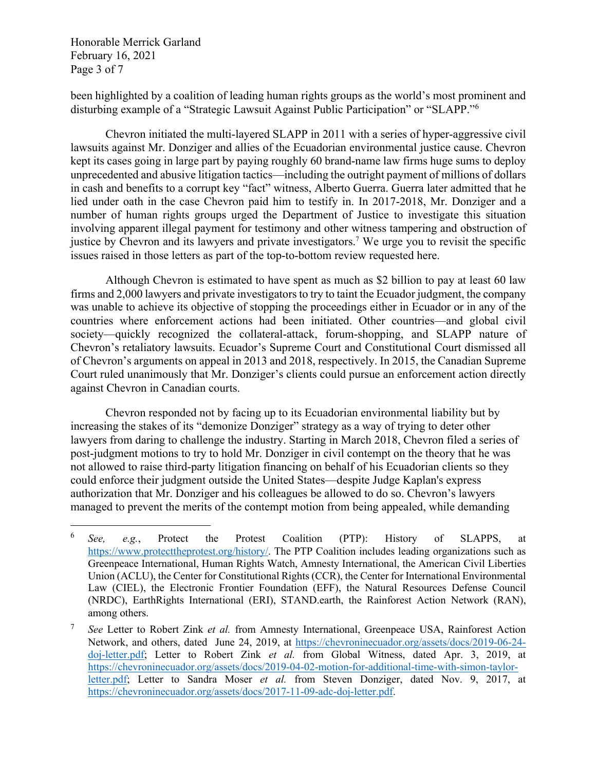been highlighted by a coalition of leading human rights groups as the world's most prominent and disturbing example of a "Strategic Lawsuit Against Public Participation" or "SLAPP."[6]

Chevron initiated the multi-layered SLAPP in 2011 with a series of hyper-aggressive civil lawsuits against Mr. Donziger and allies of the Ecuadorian environmental justice cause. Chevron kept its cases going in large part by paying roughly 60 brand-name law firms huge sums to deploy unprecedented and abusive litigation tactics—including the outright payment of millions of dollars in cash and benefits to a corrupt key "fact" witness, Alberto Guerra. Guerra later admitted that he lied under oath in the case Chevron paid him to testify in. In 2017-2018, Mr. Donziger and a number of human rights groups urged the Department of Justice to investigate this situation involving apparent illegal payment for testimony and other witness tampering and obstruction of justice by Chevron and its lawyers and private investigators.[7] We urge you to revisit the specific issues raised in those letters as part of the top-to-bottom review requested here.

Although Chevron is estimated to have spent as much as $2 billion to pay at least 60 law firms and 2,000 lawyers and private investigators to try to taint the Ecuador judgment, the company was unable to achieve its objective of stopping the proceedings either in Ecuador or in any of the countries where enforcement actions had been initiated. Other countries—and global civil society—quickly recognized the collateral-attack, forum-shopping, and SLAPP nature of Chevron's retaliatory lawsuits. Ecuador's Supreme Court and Constitutional Court dismissed all of Chevron's arguments on appeal in 2013 and 2018, respectively. In 2015, the Canadian Supreme Court ruled unanimously that Mr. Donziger's clients could pursue an enforcement action directly against Chevron in Canadian courts.

Chevron responded not by facing up to its Ecuadorian environmental liability but by increasing the stakes of its "demonize Donziger" strategy as a way of trying to deter other lawyers from daring to challenge the industry. Starting in March 2018, Chevron filed a series of post-judgment motions to try to hold Mr. Donziger in civil contempt on the theory that he was not allowed to raise third-party litigation financing on behalf of his Ecuadorian clients so they could enforce their judgment outside the United States—despite Judge Kaplan's express authorization that Mr. Donziger and his colleagues be allowed to do so. Chevron's lawyers managed to prevent the merits of the contempt motion from being appealed, while demanding

---

[6] *See, e.g.*, Protect the Protest Coalition (PTP): History of SLAPPS, at https://www.protecttheprotest.org/history/. The PTP Coalition includes leading organizations such as Greenpeace International, Human Rights Watch, Amnesty International, the American Civil Liberties Union (ACLU), the Center for Constitutional Rights (CCR), the Center for International Environmental Law (CIEL), the Electronic Frontier Foundation (EFF), the Natural Resources Defense Council (NRDC), EarthRights International (ERI), STAND.earth, the Rainforest Action Network (RAN), among others.

[7] *See* Letter to Robert Zink *et al.* from Amnesty International, Greenpeace USA, Rainforest Action Network, and others, dated June 24, 2019, at https://chevroninecuador.org/assets/docs/2019-06-24-doj-letter.pdf; Letter to Robert Zink *et al.* from Global Witness, dated Apr. 3, 2019, at https://chevroninecuador.org/assets/docs/2019-04-02-motion-for-additional-time-with-simon-taylor-letter.pdf; Letter to Sandra Moser *et al.* from Steven Donziger, dated Nov. 9, 2017, at https://chevroninecuador.org/assets/docs/2017-11-09-adc-doj-letter.pdf.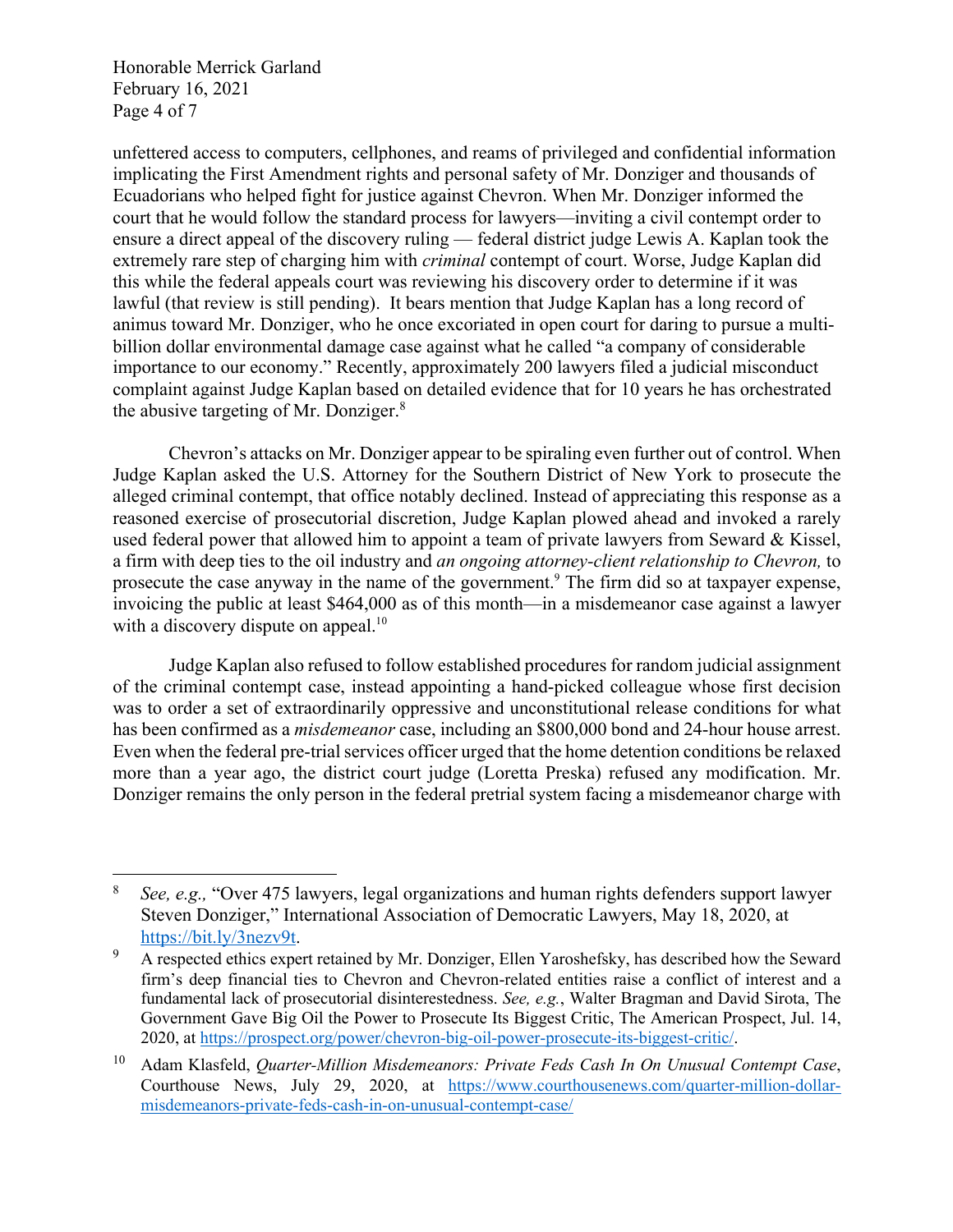unfettered access to computers, cellphones, and reams of privileged and confidential information implicating the First Amendment rights and personal safety of Mr. Donziger and thousands of Ecuadorians who helped fight for justice against Chevron. When Mr. Donziger informed the court that he would follow the standard process for lawyers—inviting a civil contempt order to ensure a direct appeal of the discovery ruling — federal district judge Lewis A. Kaplan took the extremely rare step of charging him with *criminal* contempt of court. Worse, Judge Kaplan did this while the federal appeals court was reviewing his discovery order to determine if it was lawful (that review is still pending). It bears mention that Judge Kaplan has a long record of animus toward Mr. Donziger, who he once excoriated in open court for daring to pursue a multi-billion dollar environmental damage case against what he called "a company of considerable importance to our economy." Recently, approximately 200 lawyers filed a judicial misconduct complaint against Judge Kaplan based on detailed evidence that for 10 years he has orchestrated the abusive targeting of Mr. Donziger.[8]

Chevron's attacks on Mr. Donziger appear to be spiraling even further out of control. When Judge Kaplan asked the U.S. Attorney for the Southern District of New York to prosecute the alleged criminal contempt, that office notably declined. Instead of appreciating this response as a reasoned exercise of prosecutorial discretion, Judge Kaplan plowed ahead and invoked a rarely used federal power that allowed him to appoint a team of private lawyers from Seward & Kissel, a firm with deep ties to the oil industry and *an ongoing attorney-client relationship to Chevron,* to prosecute the case anyway in the name of the government.[9] The firm did so at taxpayer expense, invoicing the public at least $464,000 as of this month—in a misdemeanor case against a lawyer with a discovery dispute on appeal.[10]

Judge Kaplan also refused to follow established procedures for random judicial assignment of the criminal contempt case, instead appointing a hand-picked colleague whose first decision was to order a set of extraordinarily oppressive and unconstitutional release conditions for what has been confirmed as a *misdemeanor* case, including an $800,000 bond and 24-hour house arrest. Even when the federal pre-trial services officer urged that the home detention conditions be relaxed more than a year ago, the district court judge (Loretta Preska) refused any modification. Mr. Donziger remains the only person in the federal pretrial system facing a misdemeanor charge with

---

[8] *See, e.g.,* "Over 475 lawyers, legal organizations and human rights defenders support lawyer Steven Donziger," International Association of Democratic Lawyers, May 18, 2020, at https://bit.ly/3nezv9t.

[9] A respected ethics expert retained by Mr. Donziger, Ellen Yaroshefsky, has described how the Seward firm's deep financial ties to Chevron and Chevron-related entities raise a conflict of interest and a fundamental lack of prosecutorial disinterestedness. *See, e.g.*, Walter Bragman and David Sirota, The Government Gave Big Oil the Power to Prosecute Its Biggest Critic, The American Prospect, Jul. 14, 2020, at https://prospect.org/power/chevron-big-oil-power-prosecute-its-biggest-critic/.

[10] Adam Klasfeld, *Quarter-Million Misdemeanors: Private Feds Cash In On Unusual Contempt Case*, Courthouse News, July 29, 2020, at https://www.courthousenews.com/quarter-million-dollar-misdemeanors-private-feds-cash-in-on-unusual-contempt-case/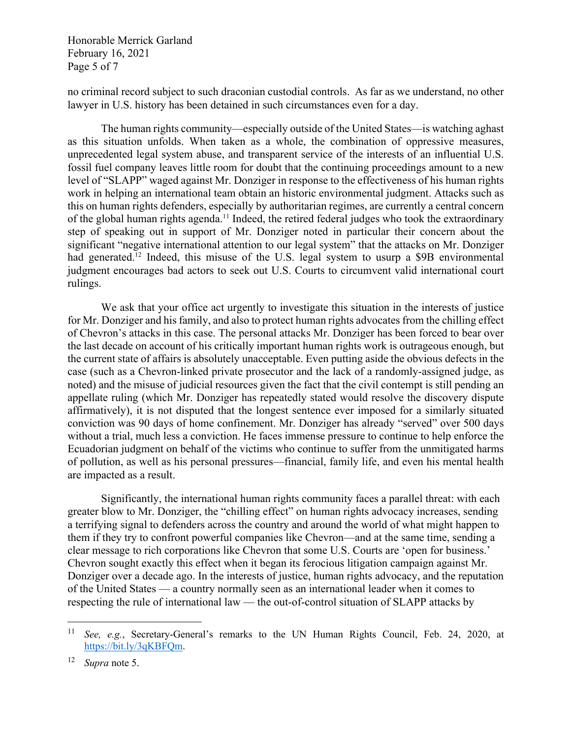no criminal record subject to such draconian custodial controls. As far as we understand, no other lawyer in U.S. history has been detained in such circumstances even for a day.

The human rights community—especially outside of the United States—is watching aghast as this situation unfolds. When taken as a whole, the combination of oppressive measures, unprecedented legal system abuse, and transparent service of the interests of an influential U.S. fossil fuel company leaves little room for doubt that the continuing proceedings amount to a new level of "SLAPP" waged against Mr. Donziger in response to the effectiveness of his human rights work in helping an international team obtain an historic environmental judgment. Attacks such as this on human rights defenders, especially by authoritarian regimes, are currently a central concern of the global human rights agenda.[11] Indeed, the retired federal judges who took the extraordinary step of speaking out in support of Mr. Donziger noted in particular their concern about the significant "negative international attention to our legal system" that the attacks on Mr. Donziger had generated.[12] Indeed, this misuse of the U.S. legal system to usurp a $9B environmental judgment encourages bad actors to seek out U.S. Courts to circumvent valid international court rulings.

We ask that your office act urgently to investigate this situation in the interests of justice for Mr. Donziger and his family, and also to protect human rights advocates from the chilling effect of Chevron's attacks in this case. The personal attacks Mr. Donziger has been forced to bear over the last decade on account of his critically important human rights work is outrageous enough, but the current state of affairs is absolutely unacceptable. Even putting aside the obvious defects in the case (such as a Chevron-linked private prosecutor and the lack of a randomly-assigned judge, as noted) and the misuse of judicial resources given the fact that the civil contempt is still pending an appellate ruling (which Mr. Donziger has repeatedly stated would resolve the discovery dispute affirmatively), it is not disputed that the longest sentence ever imposed for a similarly situated conviction was 90 days of home confinement. Mr. Donziger has already "served" over 500 days without a trial, much less a conviction. He faces immense pressure to continue to help enforce the Ecuadorian judgment on behalf of the victims who continue to suffer from the unmitigated harms of pollution, as well as his personal pressures—financial, family life, and even his mental health are impacted as a result.

Significantly, the international human rights community faces a parallel threat: with each greater blow to Mr. Donziger, the "chilling effect" on human rights advocacy increases, sending a terrifying signal to defenders across the country and around the world of what might happen to them if they try to confront powerful companies like Chevron—and at the same time, sending a clear message to rich corporations like Chevron that some U.S. Courts are 'open for business.' Chevron sought exactly this effect when it began its ferocious litigation campaign against Mr. Donziger over a decade ago. In the interests of justice, human rights advocacy, and the reputation of the United States — a country normally seen as an international leader when it comes to respecting the rule of international law — the out-of-control situation of SLAPP attacks by

---

[11] *See, e.g.*, Secretary-General's remarks to the UN Human Rights Council, Feb. 24, 2020, at https://bit.ly/3qKBFQm.

[12] *Supra* note 5.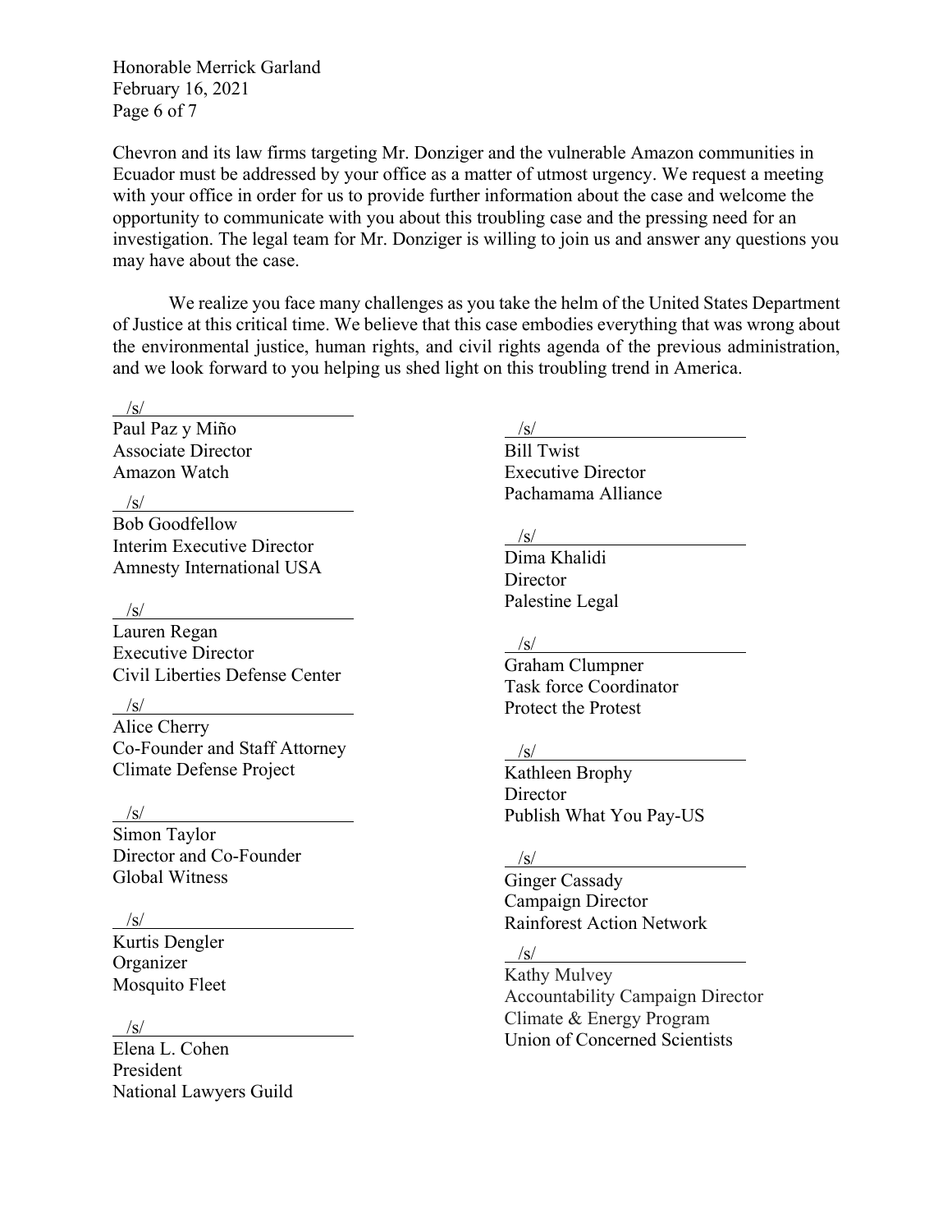Chevron and its law firms targeting Mr. Donziger and the vulnerable Amazon communities in Ecuador must be addressed by your office as a matter of utmost urgency. We request a meeting with your office in order for us to provide further information about the case and welcome the opportunity to communicate with you about this troubling case and the pressing need for an investigation. The legal team for Mr. Donziger is willing to join us and answer any questions you may have about the case.

We realize you face many challenges as you take the helm of the United States Department of Justice at this critical time. We believe that this case embodies everything that was wrong about the environmental justice, human rights, and civil rights agenda of the previous administration, and we look forward to you helping us shed light on this troubling trend in America.

/s/
Paul Paz y Miño
Associate Director
Amazon Watch

/s/
Bob Goodfellow
Interim Executive Director
Amnesty International USA

/s/
Lauren Regan
Executive Director
Civil Liberties Defense Center

/s/
Alice Cherry
Co-Founder and Staff Attorney
Climate Defense Project

/s/
Simon Taylor
Director and Co-Founder
Global Witness

/s/
Kurtis Dengler
Organizer
Mosquito Fleet

/s/
Elena L. Cohen
President
National Lawyers Guild

/s/
Bill Twist
Executive Director
Pachamama Alliance

/s/
Dima Khalidi
Director
Palestine Legal

/s/
Graham Clumpner
Task force Coordinator
Protect the Protest

/s/
Kathleen Brophy
Director
Publish What You Pay-US

/s/
Ginger Cassady
Campaign Director
Rainforest Action Network

/s/
Kathy Mulvey
Accountability Campaign Director
Climate & Energy Program
Union of Concerned Scientists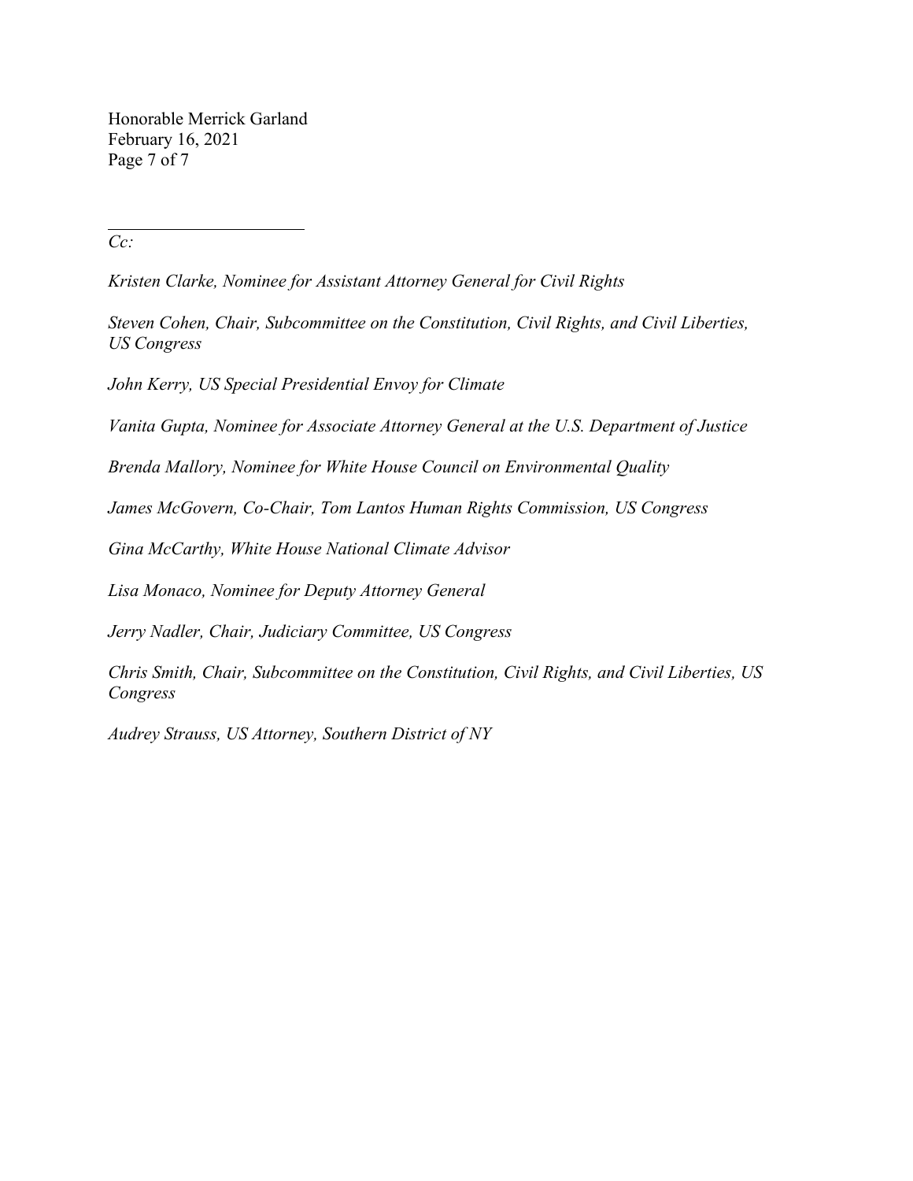Honorable Merrick Garland
February 16, 2021

---

*Cc:*

*Kristen Clarke, Nominee for Assistant Attorney General for Civil Rights*

*Steven Cohen, Chair, Subcommittee on the Constitution, Civil Rights, and Civil Liberties, US Congress*

*John Kerry, US Special Presidential Envoy for Climate*

*Vanita Gupta, Nominee for Associate Attorney General at the U.S. Department of Justice*

*Brenda Mallory, Nominee for White House Council on Environmental Quality*

*James McGovern, Co-Chair, Tom Lantos Human Rights Commission, US Congress*

*Gina McCarthy, White House National Climate Advisor*

*Lisa Monaco, Nominee for Deputy Attorney General*

*Jerry Nadler, Chair, Judiciary Committee, US Congress*

*Chris Smith, Chair, Subcommittee on the Constitution, Civil Rights, and Civil Liberties, US Congress*

*Audrey Strauss, US Attorney, Southern District of NY*